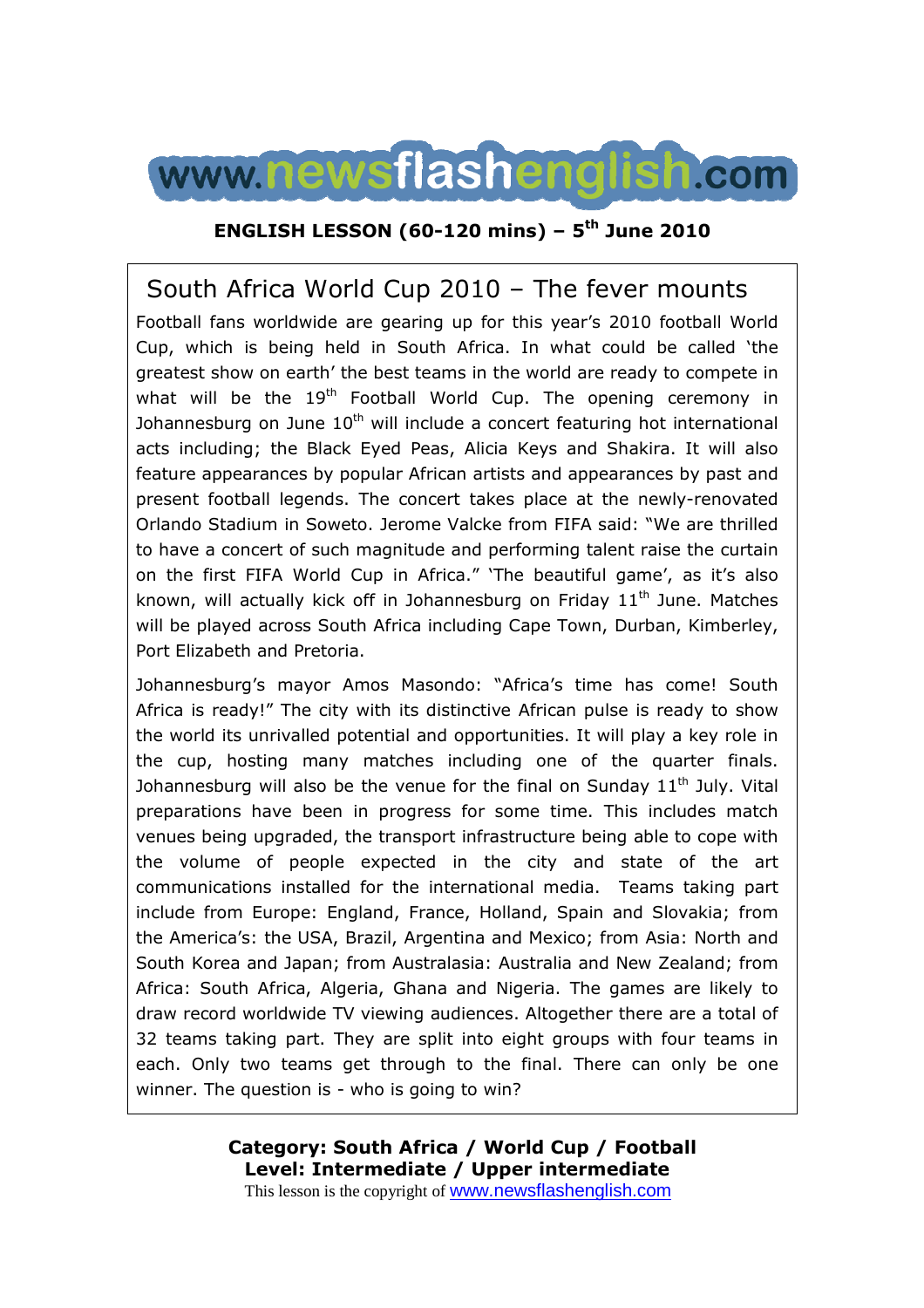www.newsflashenglish.com

**ENGLISH LESSON (60-120 mins) – 5th June 2010**

## South Africa World Cup 2010 – The fever mounts

Football fans worldwide are gearing up for this year's 2010 football World Cup, which is being held in South Africa. In what could be called 'the greatest show on earth' the best teams in the world are ready to compete in what will be the 19th Football World Cup. The opening ceremony in Johannesburg on June 10th will include a concert featuring hot international acts including; the Black Eyed Peas, Alicia Keys and Shakira. It will also feature appearances by popular African artists and appearances by past and present football legends. The concert takes place at the newly-renovated Orlando Stadium in Soweto. Jerome Valcke from FIFA said: "We are thrilled to have a concert of such magnitude and performing talent raise the curtain on the first FIFA World Cup in Africa." 'The beautiful game', as it's also known, will actually kick off in Johannesburg on Friday 11th June. Matches will be played across South Africa including Cape Town, Durban, Kimberley, Port Elizabeth and Pretoria.

Johannesburg's mayor Amos Masondo: "Africa's time has come! South Africa is ready!" The city with its distinctive African pulse is ready to show the world its unrivalled potential and opportunities. It will play a key role in the cup, hosting many matches including one of the quarter finals. Johannesburg will also be the venue for the final on Sunday 11th July. Vital preparations have been in progress for some time. This includes match venues being upgraded, the transport infrastructure being able to cope with the volume of people expected in the city and state of the art communications installed for the international media. Teams taking part include from Europe: England, France, Holland, Spain and Slovakia; from the America's: the USA, Brazil, Argentina and Mexico; from Asia: North and South Korea and Japan; from Australasia: Australia and New Zealand; from Africa: South Africa, Algeria, Ghana and Nigeria. The games are likely to draw record worldwide TV viewing audiences. Altogether there are a total of 32 teams taking part. They are split into eight groups with four teams in each. Only two teams get through to the final. There can only be one winner. The question is - who is going to win?

**Category: South Africa / World Cup / Football**
**Level: Intermediate / Upper intermediate**
This lesson is the copyright of www.newsflashenglish.com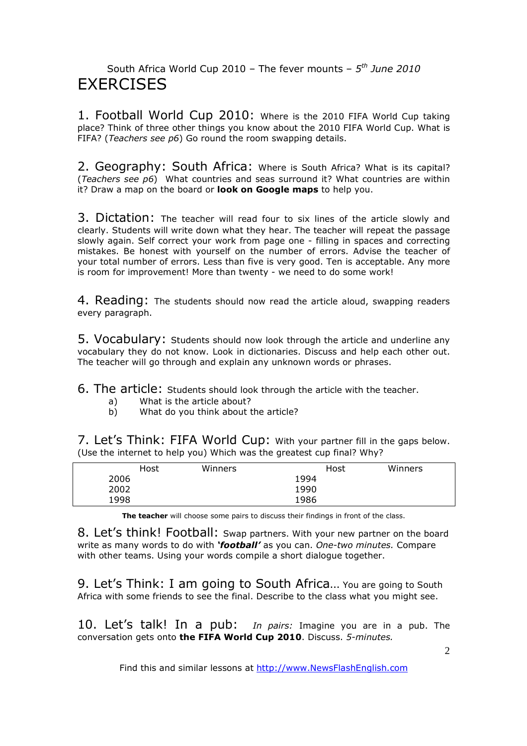South Africa World Cup 2010 – The fever mounts – *5th June 2010*

# EXERCISES

1. Football World Cup 2010: Where is the 2010 FIFA World Cup taking place? Think of three other things you know about the 2010 FIFA World Cup. What is FIFA? (*Teachers see p6*) Go round the room swapping details.

2. Geography: South Africa: Where is South Africa? What is its capital? (*Teachers see p6*) What countries and seas surround it? What countries are within it? Draw a map on the board or **look on Google maps** to help you.

3. Dictation: The teacher will read four to six lines of the article slowly and clearly. Students will write down what they hear. The teacher will repeat the passage slowly again. Self correct your work from page one - filling in spaces and correcting mistakes. Be honest with yourself on the number of errors. Advise the teacher of your total number of errors. Less than five is very good. Ten is acceptable. Any more is room for improvement! More than twenty - we need to do some work!

4. Reading: The students should now read the article aloud, swapping readers every paragraph.

5. Vocabulary: Students should now look through the article and underline any vocabulary they do not know. Look in dictionaries. Discuss and help each other out. The teacher will go through and explain any unknown words or phrases.

6. The article: Students should look through the article with the teacher.

a) What is the article about?
b) What do you think about the article?

7. Let's Think: FIFA World Cup: With your partner fill in the gaps below. (Use the internet to help you) Which was the greatest cup final? Why?

| | Host | Winners | | Host | Winners |
|---|---|---|---|---|---|
| 2006 | | | 1994 | | |
| 2002 | | | 1990 | | |
| 1998 | | | 1986 | | |

**The teacher** will choose some pairs to discuss their findings in front of the class.

8. Let's think! Football: Swap partners. With your new partner on the board write as many words to do with ***'football'*** as you can. *One-two minutes.* Compare with other teams. Using your words compile a short dialogue together.

9. Let's Think: I am going to South Africa… You are going to South Africa with some friends to see the final. Describe to the class what you might see.

10. Let's talk! In a pub: *In pairs:* Imagine you are in a pub. The conversation gets onto **the FIFA World Cup 2010**. Discuss. *5-minutes.*

Find this and similar lessons at http://www.NewsFlashEnglish.com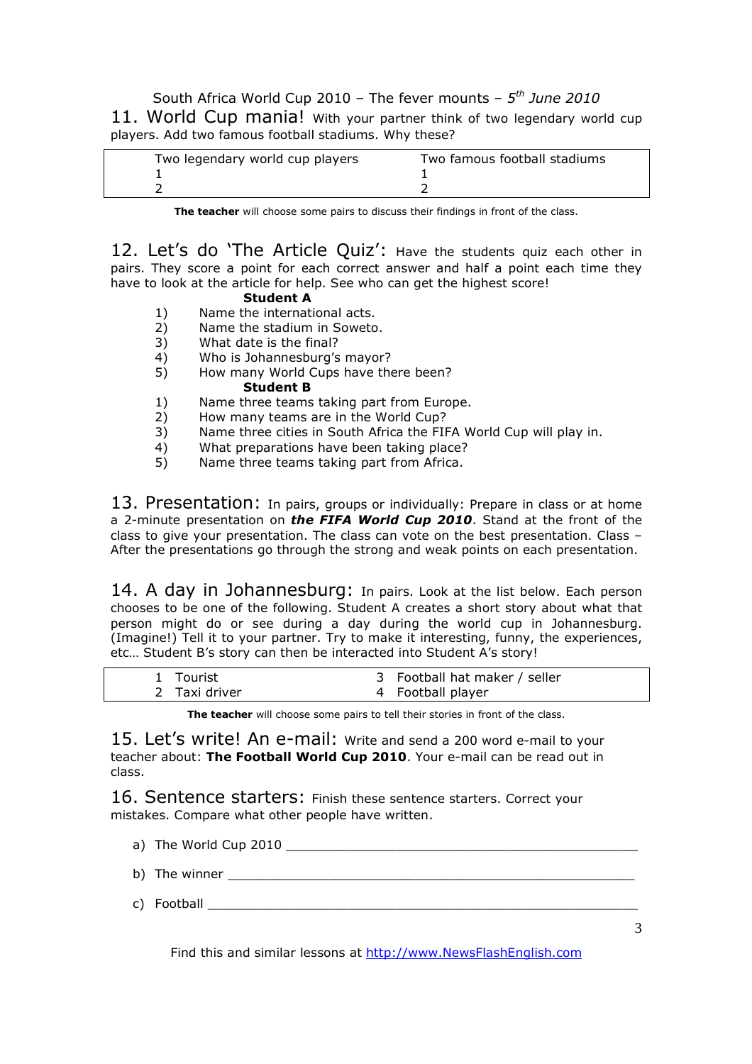South Africa World Cup 2010 – The fever mounts – *5th June 2010*

## 11. World Cup mania!

With your partner think of two legendary world cup players. Add two famous football stadiums. Why these?

| Two legendary world cup players | Two famous football stadiums |
|---|---|
| 1 | 1 |
| 2 | 2 |

**The teacher** will choose some pairs to discuss their findings in front of the class.

## 12. Let's do 'The Article Quiz':

Have the students quiz each other in pairs. They score a point for each correct answer and half a point each time they have to look at the article for help. See who can get the highest score!

**Student A**

1) Name the international acts.
2) Name the stadium in Soweto.
3) What date is the final?
4) Who is Johannesburg's mayor?
5) How many World Cups have there been?

**Student B**

1) Name three teams taking part from Europe.
2) How many teams are in the World Cup?
3) Name three cities in South Africa the FIFA World Cup will play in.
4) What preparations have been taking place?
5) Name three teams taking part from Africa.

## 13. Presentation:

In pairs, groups or individually: Prepare in class or at home a 2-minute presentation on ***the FIFA World Cup 2010***. Stand at the front of the class to give your presentation. The class can vote on the best presentation. Class – After the presentations go through the strong and weak points on each presentation.

## 14. A day in Johannesburg:

In pairs. Look at the list below. Each person chooses to be one of the following. Student A creates a short story about what that person might do or see during a day during the world cup in Johannesburg. (Imagine!) Tell it to your partner. Try to make it interesting, funny, the experiences, etc… Student B's story can then be interacted into Student A's story!

| | |
|---|---|
| 1 Tourist | 3 Football hat maker / seller |
| 2 Taxi driver | 4 Football player |

**The teacher** will choose some pairs to tell their stories in front of the class.

## 15. Let's write! An e-mail:

Write and send a 200 word e-mail to your teacher about: **The Football World Cup 2010**. Your e-mail can be read out in class.

## 16. Sentence starters:

Finish these sentence starters. Correct your mistakes. Compare what other people have written.

a) The World Cup 2010 ____________________________________________

b) The winner ____________________________________________________

c) Football ______________________________________________________

Find this and similar lessons at http://www.NewsFlashEnglish.com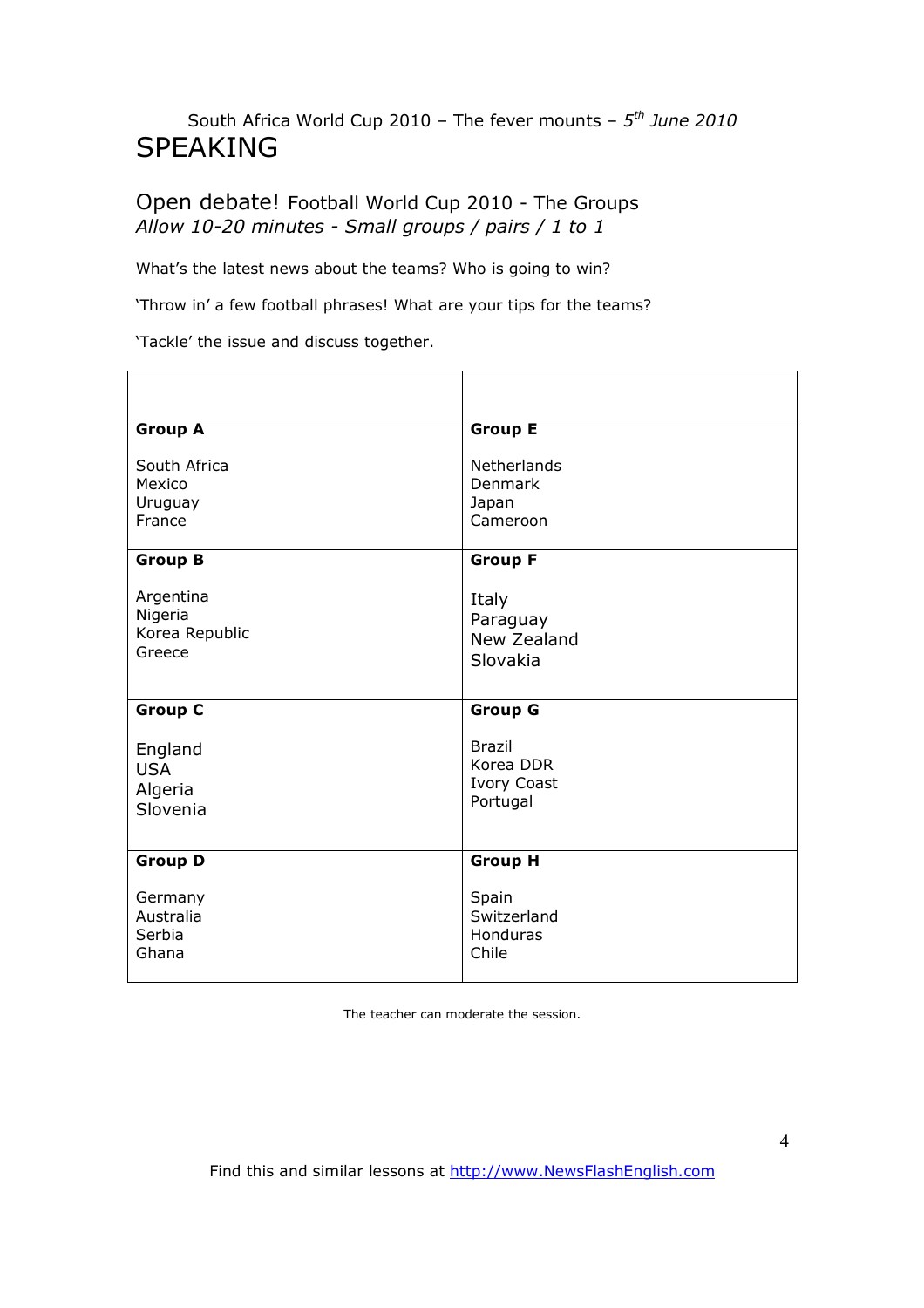South Africa World Cup 2010 – The fever mounts – *5th June 2010*

# SPEAKING

## Open debate! Football World Cup 2010 - The Groups

*Allow 10-20 minutes - Small groups / pairs / 1 to 1*

What's the latest news about the teams? Who is going to win?

'Throw in' a few football phrases! What are your tips for the teams?

'Tackle' the issue and discuss together.

| | |
|---|---|
| **Group A**<br><br>South Africa<br>Mexico<br>Uruguay<br>France | **Group E**<br><br>Netherlands<br>Denmark<br>Japan<br>Cameroon |
| **Group B**<br><br>Argentina<br>Nigeria<br>Korea Republic<br>Greece | **Group F**<br><br>Italy<br>Paraguay<br>New Zealand<br>Slovakia |
| **Group C**<br><br>England<br>USA<br>Algeria<br>Slovenia | **Group G**<br><br>Brazil<br>Korea DDR<br>Ivory Coast<br>Portugal |
| **Group D**<br><br>Germany<br>Australia<br>Serbia<br>Ghana | **Group H**<br><br>Spain<br>Switzerland<br>Honduras<br>Chile |

The teacher can moderate the session.

Find this and similar lessons at http://www.NewsFlashEnglish.com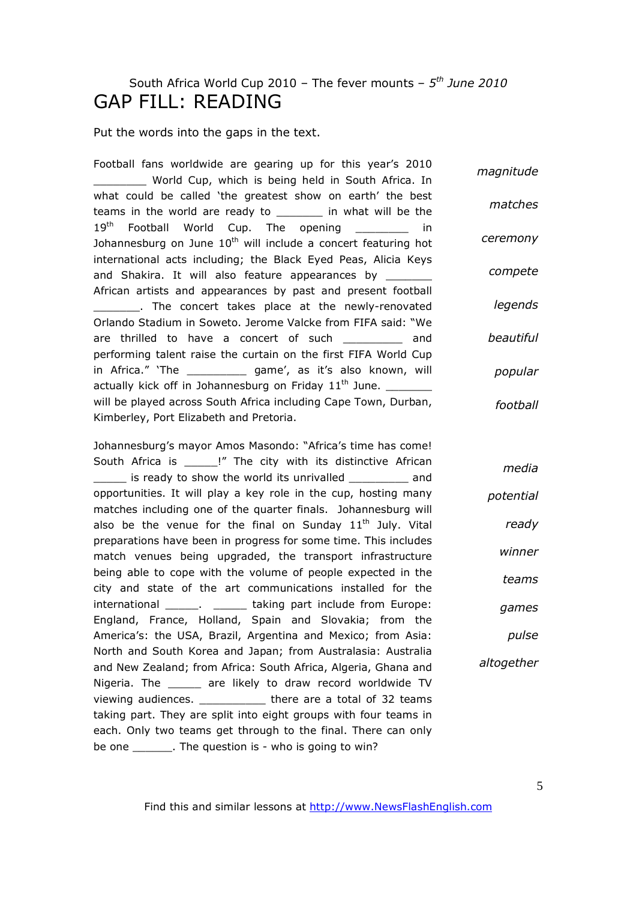South Africa World Cup 2010 – The fever mounts – *5th June 2010*

# GAP FILL: READING

Put the words into the gaps in the text.

Football fans worldwide are gearing up for this year's 2010 ________ World Cup, which is being held in South Africa. In what could be called 'the greatest show on earth' the best teams in the world are ready to _______ in what will be the 19th Football World Cup. The opening ________ in Johannesburg on June 10th will include a concert featuring hot international acts including; the Black Eyed Peas, Alicia Keys and Shakira. It will also feature appearances by _______ African artists and appearances by past and present football _______. The concert takes place at the newly-renovated Orlando Stadium in Soweto. Jerome Valcke from FIFA said: "We are thrilled to have a concert of such _________ and performing talent raise the curtain on the first FIFA World Cup in Africa." 'The _________ game', as it's also known, will actually kick off in Johannesburg on Friday 11th June. _______ will be played across South Africa including Cape Town, Durban, Kimberley, Port Elizabeth and Pretoria.

*magnitude*

*matches*

*ceremony*

*compete*

*legends*

*beautiful*

*popular*

*football*

Johannesburg's mayor Amos Masondo: "Africa's time has come! South Africa is _____!" The city with its distinctive African _____ is ready to show the world its unrivalled _________ and opportunities. It will play a key role in the cup, hosting many matches including one of the quarter finals. Johannesburg will also be the venue for the final on Sunday 11th July. Vital preparations have been in progress for some time. This includes match venues being upgraded, the transport infrastructure being able to cope with the volume of people expected in the city and state of the art communications installed for the international _____. _____ taking part include from Europe: England, France, Holland, Spain and Slovakia; from the America's: the USA, Brazil, Argentina and Mexico; from Asia: North and South Korea and Japan; from Australasia: Australia and New Zealand; from Africa: South Africa, Algeria, Ghana and Nigeria. The _____ are likely to draw record worldwide TV viewing audiences. __________ there are a total of 32 teams taking part. They are split into eight groups with four teams in each. Only two teams get through to the final. There can only be one ______. The question is - who is going to win?

*media*

*potential*

*ready*

*winner*

*teams*

*games*

*pulse*

*altogether*

Find this and similar lessons at http://www.NewsFlashEnglish.com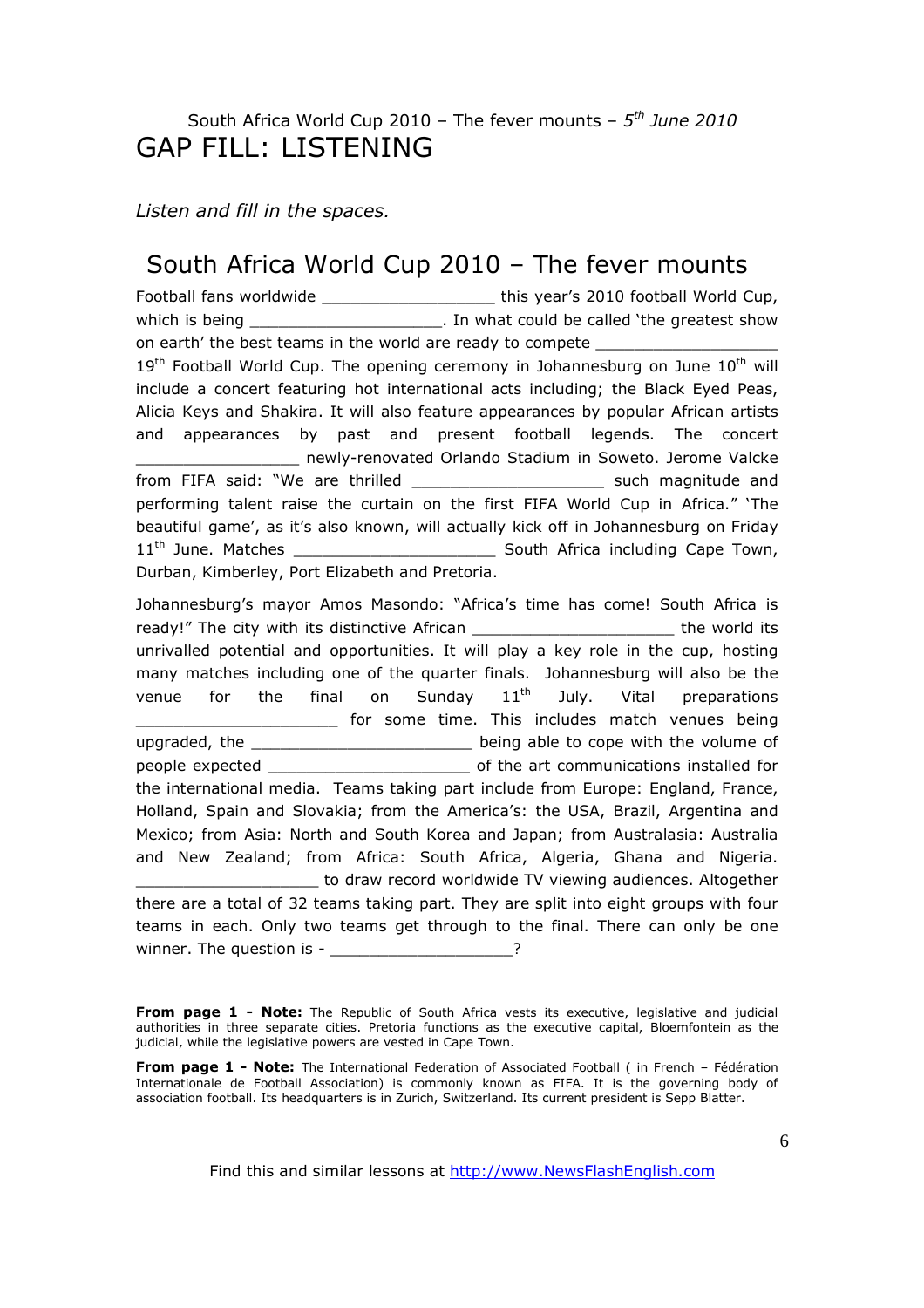South Africa World Cup 2010 – The fever mounts – *5th June 2010*

# GAP FILL: LISTENING

*Listen and fill in the spaces.*

## South Africa World Cup 2010 – The fever mounts

Football fans worldwide _________________ this year's 2010 football World Cup, which is being ___________________. In what could be called 'the greatest show on earth' the best teams in the world are ready to compete __________________ 19th Football World Cup. The opening ceremony in Johannesburg on June 10th will include a concert featuring hot international acts including; the Black Eyed Peas, Alicia Keys and Shakira. It will also feature appearances by popular African artists and appearances by past and present football legends. The concert _________________ newly-renovated Orlando Stadium in Soweto. Jerome Valcke from FIFA said: "We are thrilled ___________________ such magnitude and performing talent raise the curtain on the first FIFA World Cup in Africa." 'The beautiful game', as it's also known, will actually kick off in Johannesburg on Friday 11th June. Matches ____________________ South Africa including Cape Town, Durban, Kimberley, Port Elizabeth and Pretoria.

Johannesburg's mayor Amos Masondo: "Africa's time has come! South Africa is ready!" The city with its distinctive African ____________________ the world its unrivalled potential and opportunities. It will play a key role in the cup, hosting many matches including one of the quarter finals. Johannesburg will also be the venue for the final on Sunday 11th July. Vital preparations ____________________ for some time. This includes match venues being upgraded, the ______________________ being able to cope with the volume of people expected ____________________ of the art communications installed for the international media. Teams taking part include from Europe: England, France, Holland, Spain and Slovakia; from the America's: the USA, Brazil, Argentina and Mexico; from Asia: North and South Korea and Japan; from Australasia: Australia and New Zealand; from Africa: South Africa, Algeria, Ghana and Nigeria. __________________ to draw record worldwide TV viewing audiences. Altogether there are a total of 32 teams taking part. They are split into eight groups with four teams in each. Only two teams get through to the final. There can only be one winner. The question is - __________________?

**From page 1 - Note:** The Republic of South Africa vests its executive, legislative and judicial authorities in three separate cities. Pretoria functions as the executive capital, Bloemfontein as the judicial, while the legislative powers are vested in Cape Town.

**From page 1 - Note:** The International Federation of Associated Football ( in French – Fédération Internationale de Football Association) is commonly known as FIFA. It is the governing body of association football. Its headquarters is in Zurich, Switzerland. Its current president is Sepp Blatter.

Find this and similar lessons at http://www.NewsFlashEnglish.com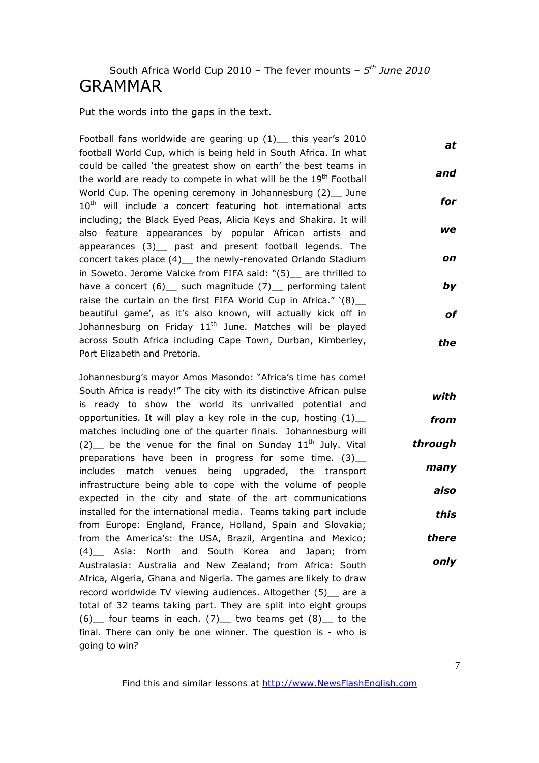South Africa World Cup 2010 – The fever mounts – *5th June 2010*

# GRAMMAR

Put the words into the gaps in the text.

Football fans worldwide are gearing up (1)__ this year's 2010 football World Cup, which is being held in South Africa. In what could be called 'the greatest show on earth' the best teams in the world are ready to compete in what will be the 19th Football World Cup. The opening ceremony in Johannesburg (2)__ June 10th will include a concert featuring hot international acts including; the Black Eyed Peas, Alicia Keys and Shakira. It will also feature appearances by popular African artists and appearances (3)__ past and present football legends. The concert takes place (4)__ the newly-renovated Orlando Stadium in Soweto. Jerome Valcke from FIFA said: "(5)__ are thrilled to have a concert (6)__ such magnitude (7)__ performing talent raise the curtain on the first FIFA World Cup in Africa." '(8)__ beautiful game', as it's also known, will actually kick off in Johannesburg on Friday 11th June. Matches will be played across South Africa including Cape Town, Durban, Kimberley, Port Elizabeth and Pretoria.

***at***

***and***

***for***

***we***

***on***

***by***

***of***

***the***

Johannesburg's mayor Amos Masondo: "Africa's time has come! South Africa is ready!" The city with its distinctive African pulse is ready to show the world its unrivalled potential and opportunities. It will play a key role in the cup, hosting (1)__ matches including one of the quarter finals. Johannesburg will (2)__ be the venue for the final on Sunday 11th July. Vital preparations have been in progress for some time. (3)__ includes match venues being upgraded, the transport infrastructure being able to cope with the volume of people expected in the city and state of the art communications installed for the international media. Teams taking part include from Europe: England, France, Holland, Spain and Slovakia; from the America's: the USA, Brazil, Argentina and Mexico; (4)__ Asia: North and South Korea and Japan; from Australasia: Australia and New Zealand; from Africa: South Africa, Algeria, Ghana and Nigeria. The games are likely to draw record worldwide TV viewing audiences. Altogether (5)__ are a total of 32 teams taking part. They are split into eight groups (6)__ four teams in each. (7)__ two teams get (8)__ to the final. There can only be one winner. The question is - who is going to win?

***with***

***from***

***through***

***many***

***also***

***this***

***there***

***only***

Find this and similar lessons at http://www.NewsFlashEnglish.com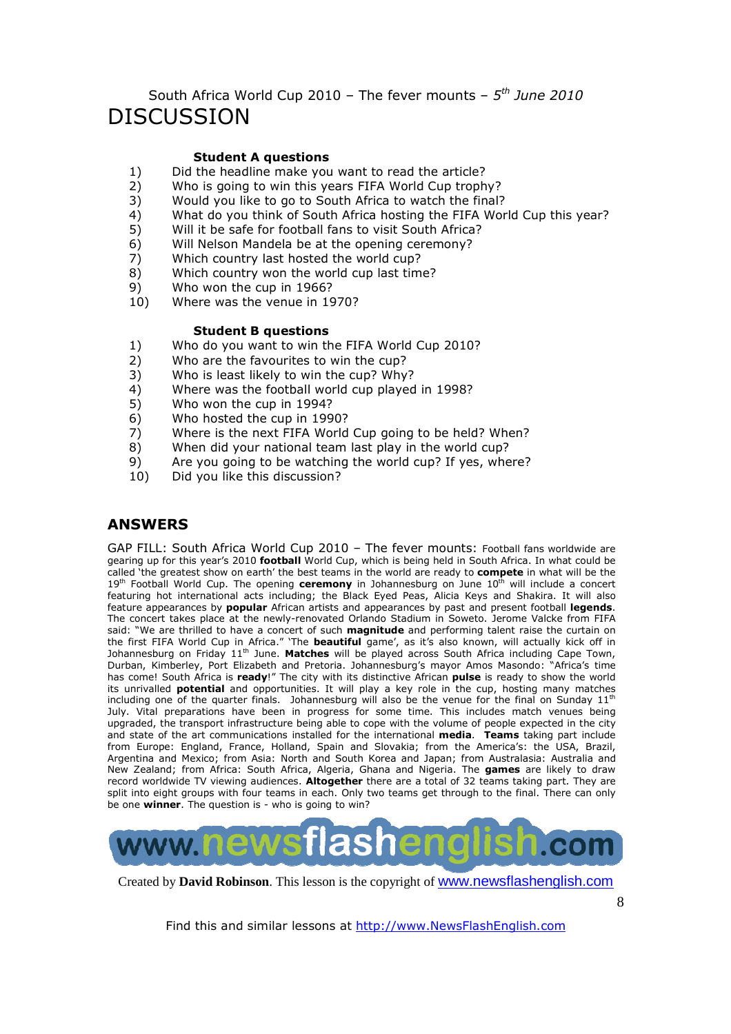South Africa World Cup 2010 – The fever mounts – *5th June 2010*

# DISCUSSION

**Student A questions**

1) Did the headline make you want to read the article?
2) Who is going to win this years FIFA World Cup trophy?
3) Would you like to go to South Africa to watch the final?
4) What do you think of South Africa hosting the FIFA World Cup this year?
5) Will it be safe for football fans to visit South Africa?
6) Will Nelson Mandela be at the opening ceremony?
7) Which country last hosted the world cup?
8) Which country won the world cup last time?
9) Who won the cup in 1966?
10) Where was the venue in 1970?

**Student B questions**

1) Who do you want to win the FIFA World Cup 2010?
2) Who are the favourites to win the cup?
3) Who is least likely to win the cup? Why?
4) Where was the football world cup played in 1998?
5) Who won the cup in 1994?
6) Who hosted the cup in 1990?
7) Where is the next FIFA World Cup going to be held? When?
8) When did your national team last play in the world cup?
9) Are you going to be watching the world cup? If yes, where?
10) Did you like this discussion?

## ANSWERS

GAP FILL: South Africa World Cup 2010 – The fever mounts: Football fans worldwide are gearing up for this year's 2010 **football** World Cup, which is being held in South Africa. In what could be called 'the greatest show on earth' the best teams in the world are ready to **compete** in what will be the 19th Football World Cup. The opening **ceremony** in Johannesburg on June 10th will include a concert featuring hot international acts including; the Black Eyed Peas, Alicia Keys and Shakira. It will also feature appearances by **popular** African artists and appearances by past and present football **legends**. The concert takes place at the newly-renovated Orlando Stadium in Soweto. Jerome Valcke from FIFA said: "We are thrilled to have a concert of such **magnitude** and performing talent raise the curtain on the first FIFA World Cup in Africa." 'The **beautiful** game', as it's also known, will actually kick off in Johannesburg on Friday 11th June. **Matches** will be played across South Africa including Cape Town, Durban, Kimberley, Port Elizabeth and Pretoria. Johannesburg's mayor Amos Masondo: "Africa's time has come! South Africa is **ready**!" The city with its distinctive African **pulse** is ready to show the world its unrivalled **potential** and opportunities. It will play a key role in the cup, hosting many matches including one of the quarter finals. Johannesburg will also be the venue for the final on Sunday 11th July. Vital preparations have been in progress for some time. This includes match venues being upgraded, the transport infrastructure being able to cope with the volume of people expected in the city and state of the art communications installed for the international **media**. **Teams** taking part include from Europe: England, France, Holland, Spain and Slovakia; from the America's: the USA, Brazil, Argentina and Mexico; from Asia: North and South Korea and Japan; from Australasia: Australia and New Zealand; from Africa: South Africa, Algeria, Ghana and Nigeria. The **games** are likely to draw record worldwide TV viewing audiences. **Altogether** there are a total of 32 teams taking part. They are split into eight groups with four teams in each. Only two teams get through to the final. There can only be one **winner**. The question is - who is going to win?

www.newsflashenglish.com

Created by **David Robinson**. This lesson is the copyright of www.newsflashenglish.com

Find this and similar lessons at http://www.NewsFlashEnglish.com